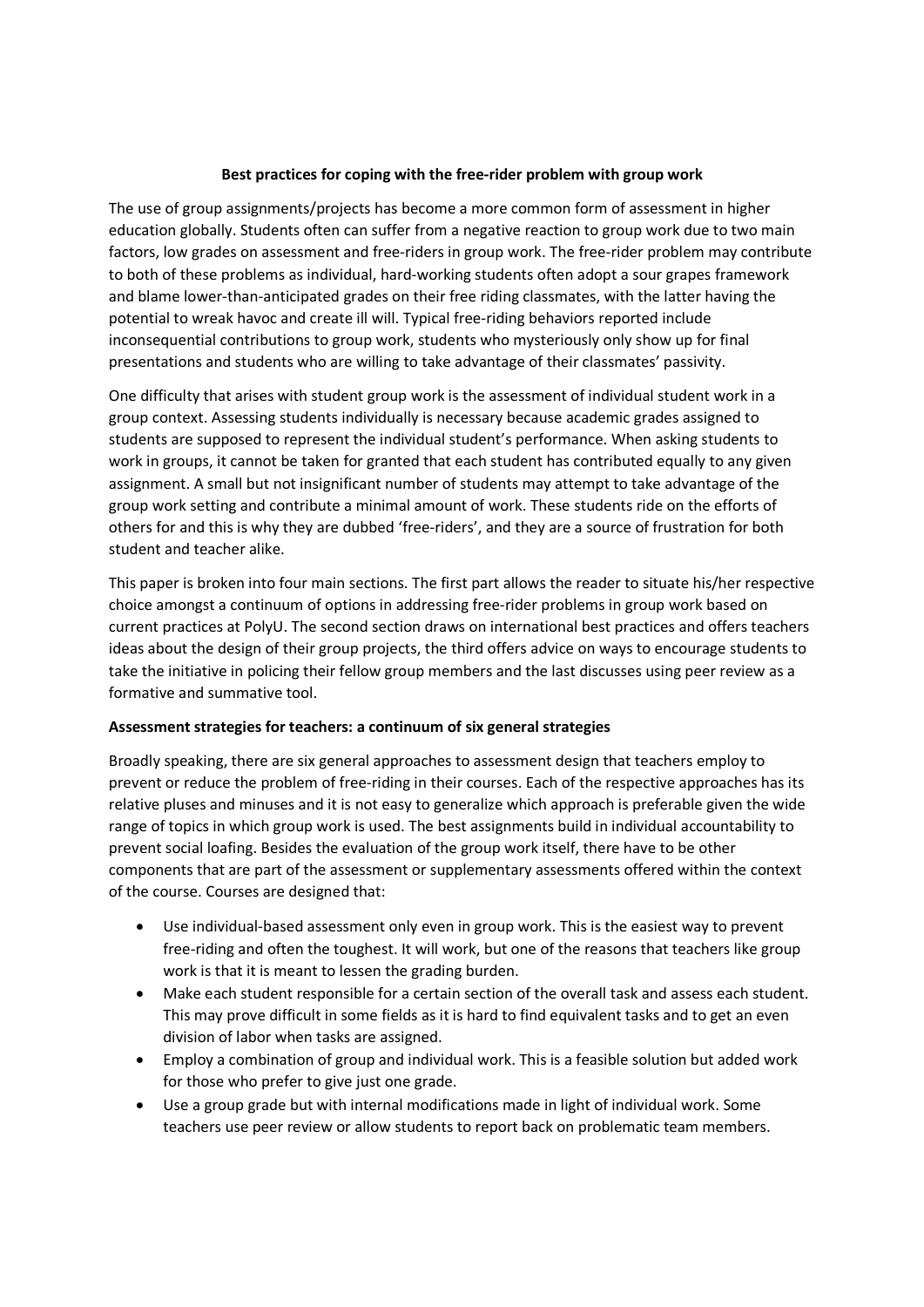**Best practices for coping with the free-rider problem with group work**

The use of group assignments/projects has become a more common form of assessment in higher education globally. Students often can suffer from a negative reaction to group work due to two main factors, low grades on assessment and free-riders in group work. The free-rider problem may contribute to both of these problems as individual, hard-working students often adopt a sour grapes framework and blame lower-than-anticipated grades on their free riding classmates, with the latter having the potential to wreak havoc and create ill will. Typical free-riding behaviors reported include inconsequential contributions to group work, students who mysteriously only show up for final presentations and students who are willing to take advantage of their classmates' passivity.

One difficulty that arises with student group work is the assessment of individual student work in a group context. Assessing students individually is necessary because academic grades assigned to students are supposed to represent the individual student's performance. When asking students to work in groups, it cannot be taken for granted that each student has contributed equally to any given assignment. A small but not insignificant number of students may attempt to take advantage of the group work setting and contribute a minimal amount of work. These students ride on the efforts of others for and this is why they are dubbed 'free-riders', and they are a source of frustration for both student and teacher alike.

This paper is broken into four main sections. The first part allows the reader to situate his/her respective choice amongst a continuum of options in addressing free-rider problems in group work based on current practices at PolyU. The second section draws on international best practices and offers teachers ideas about the design of their group projects, the third offers advice on ways to encourage students to take the initiative in policing their fellow group members and the last discusses using peer review as a formative and summative tool.

**Assessment strategies for teachers: a continuum of six general strategies**

Broadly speaking, there are six general approaches to assessment design that teachers employ to prevent or reduce the problem of free-riding in their courses. Each of the respective approaches has its relative pluses and minuses and it is not easy to generalize which approach is preferable given the wide range of topics in which group work is used. The best assignments build in individual accountability to prevent social loafing. Besides the evaluation of the group work itself, there have to be other components that are part of the assessment or supplementary assessments offered within the context of the course. Courses are designed that:

- Use individual-based assessment only even in group work. This is the easiest way to prevent free-riding and often the toughest. It will work, but one of the reasons that teachers like group work is that it is meant to lessen the grading burden.
- Make each student responsible for a certain section of the overall task and assess each student. This may prove difficult in some fields as it is hard to find equivalent tasks and to get an even division of labor when tasks are assigned.
- Employ a combination of group and individual work. This is a feasible solution but added work for those who prefer to give just one grade.
- Use a group grade but with internal modifications made in light of individual work. Some teachers use peer review or allow students to report back on problematic team members.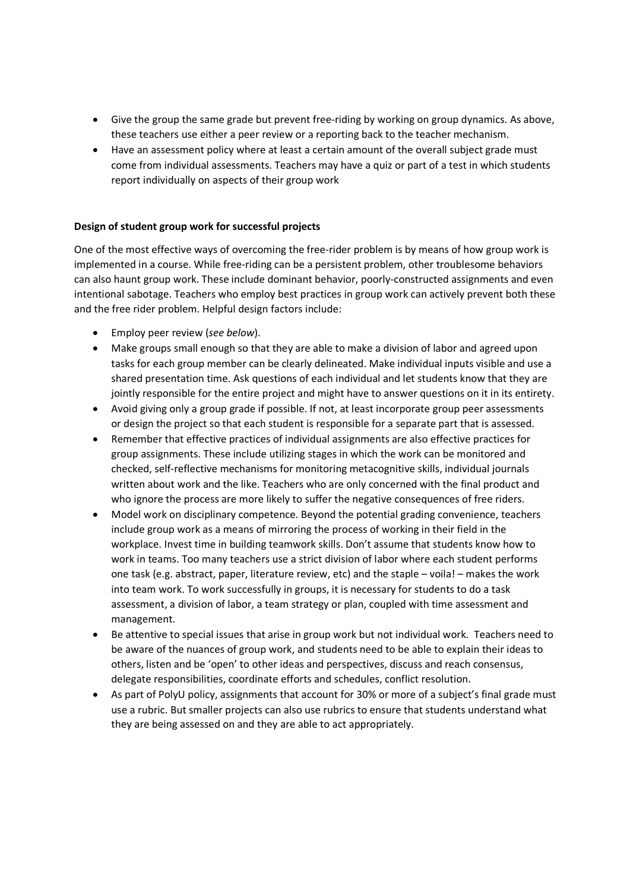- Give the group the same grade but prevent free-riding by working on group dynamics. As above, these teachers use either a peer review or a reporting back to the teacher mechanism.
- Have an assessment policy where at least a certain amount of the overall subject grade must come from individual assessments. Teachers may have a quiz or part of a test in which students report individually on aspects of their group work

**Design of student group work for successful projects**

One of the most effective ways of overcoming the free-rider problem is by means of how group work is implemented in a course. While free-riding can be a persistent problem, other troublesome behaviors can also haunt group work. These include dominant behavior, poorly-constructed assignments and even intentional sabotage. Teachers who employ best practices in group work can actively prevent both these and the free rider problem. Helpful design factors include:

- Employ peer review (*see below*).
- Make groups small enough so that they are able to make a division of labor and agreed upon tasks for each group member can be clearly delineated. Make individual inputs visible and use a shared presentation time. Ask questions of each individual and let students know that they are jointly responsible for the entire project and might have to answer questions on it in its entirety.
- Avoid giving only a group grade if possible. If not, at least incorporate group peer assessments or design the project so that each student is responsible for a separate part that is assessed.
- Remember that effective practices of individual assignments are also effective practices for group assignments. These include utilizing stages in which the work can be monitored and checked, self-reflective mechanisms for monitoring metacognitive skills, individual journals written about work and the like. Teachers who are only concerned with the final product and who ignore the process are more likely to suffer the negative consequences of free riders.
- Model work on disciplinary competence. Beyond the potential grading convenience, teachers include group work as a means of mirroring the process of working in their field in the workplace. Invest time in building teamwork skills. Don't assume that students know how to work in teams. Too many teachers use a strict division of labor where each student performs one task (e.g. abstract, paper, literature review, etc) and the staple – voila! – makes the work into team work. To work successfully in groups, it is necessary for students to do a task assessment, a division of labor, a team strategy or plan, coupled with time assessment and management.
- Be attentive to special issues that arise in group work but not individual work. Teachers need to be aware of the nuances of group work, and students need to be able to explain their ideas to others, listen and be 'open' to other ideas and perspectives, discuss and reach consensus, delegate responsibilities, coordinate efforts and schedules, conflict resolution.
- As part of PolyU policy, assignments that account for 30% or more of a subject's final grade must use a rubric. But smaller projects can also use rubrics to ensure that students understand what they are being assessed on and they are able to act appropriately.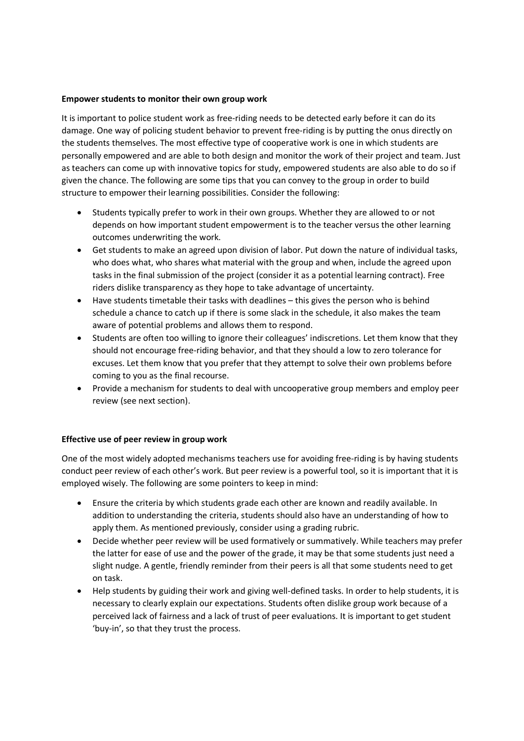**Empower students to monitor their own group work**

It is important to police student work as free-riding needs to be detected early before it can do its damage. One way of policing student behavior to prevent free-riding is by putting the onus directly on the students themselves. The most effective type of cooperative work is one in which students are personally empowered and are able to both design and monitor the work of their project and team. Just as teachers can come up with innovative topics for study, empowered students are also able to do so if given the chance. The following are some tips that you can convey to the group in order to build structure to empower their learning possibilities. Consider the following:

- Students typically prefer to work in their own groups. Whether they are allowed to or not depends on how important student empowerment is to the teacher versus the other learning outcomes underwriting the work.
- Get students to make an agreed upon division of labor. Put down the nature of individual tasks, who does what, who shares what material with the group and when, include the agreed upon tasks in the final submission of the project (consider it as a potential learning contract). Free riders dislike transparency as they hope to take advantage of uncertainty.
- Have students timetable their tasks with deadlines – this gives the person who is behind schedule a chance to catch up if there is some slack in the schedule, it also makes the team aware of potential problems and allows them to respond.
- Students are often too willing to ignore their colleagues' indiscretions. Let them know that they should not encourage free-riding behavior, and that they should a low to zero tolerance for excuses. Let them know that you prefer that they attempt to solve their own problems before coming to you as the final recourse.
- Provide a mechanism for students to deal with uncooperative group members and employ peer review (see next section).

**Effective use of peer review in group work**

One of the most widely adopted mechanisms teachers use for avoiding free-riding is by having students conduct peer review of each other's work. But peer review is a powerful tool, so it is important that it is employed wisely. The following are some pointers to keep in mind:

- Ensure the criteria by which students grade each other are known and readily available. In addition to understanding the criteria, students should also have an understanding of how to apply them. As mentioned previously, consider using a grading rubric.
- Decide whether peer review will be used formatively or summatively. While teachers may prefer the latter for ease of use and the power of the grade, it may be that some students just need a slight nudge. A gentle, friendly reminder from their peers is all that some students need to get on task.
- Help students by guiding their work and giving well-defined tasks. In order to help students, it is necessary to clearly explain our expectations. Students often dislike group work because of a perceived lack of fairness and a lack of trust of peer evaluations. It is important to get student 'buy-in', so that they trust the process.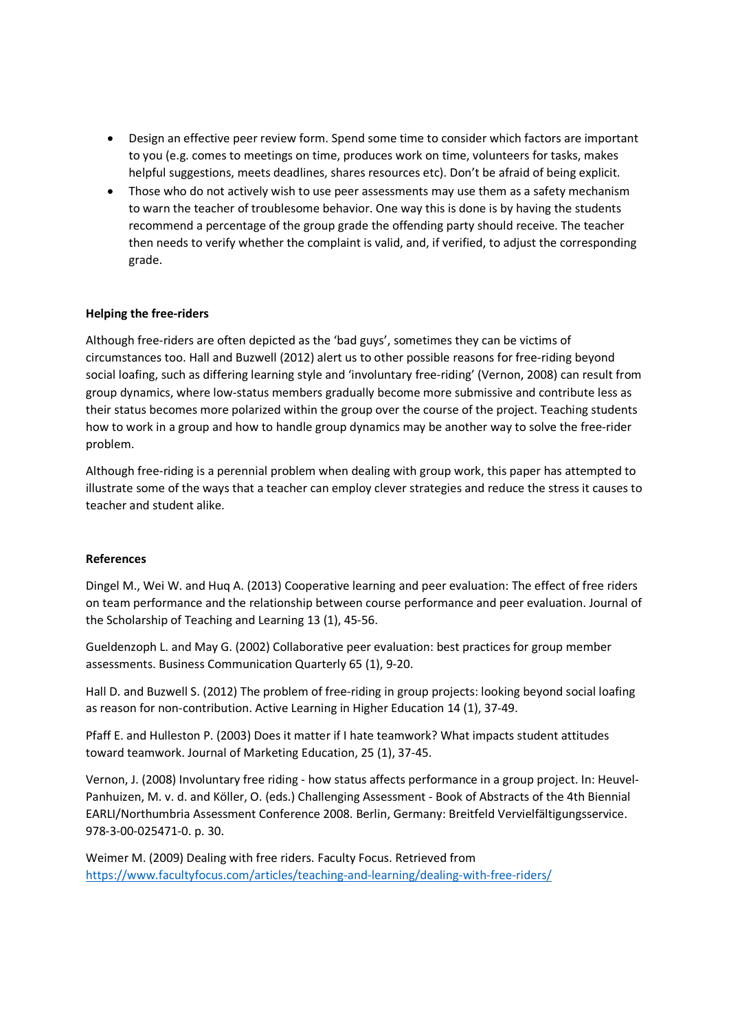- Design an effective peer review form. Spend some time to consider which factors are important to you (e.g. comes to meetings on time, produces work on time, volunteers for tasks, makes helpful suggestions, meets deadlines, shares resources etc). Don't be afraid of being explicit.
- Those who do not actively wish to use peer assessments may use them as a safety mechanism to warn the teacher of troublesome behavior. One way this is done is by having the students recommend a percentage of the group grade the offending party should receive. The teacher then needs to verify whether the complaint is valid, and, if verified, to adjust the corresponding grade.

**Helping the free-riders**

Although free-riders are often depicted as the 'bad guys', sometimes they can be victims of circumstances too. Hall and Buzwell (2012) alert us to other possible reasons for free-riding beyond social loafing, such as differing learning style and 'involuntary free-riding' (Vernon, 2008) can result from group dynamics, where low-status members gradually become more submissive and contribute less as their status becomes more polarized within the group over the course of the project. Teaching students how to work in a group and how to handle group dynamics may be another way to solve the free-rider problem.

Although free-riding is a perennial problem when dealing with group work, this paper has attempted to illustrate some of the ways that a teacher can employ clever strategies and reduce the stress it causes to teacher and student alike.

**References**

Dingel M., Wei W. and Huq A. (2013) Cooperative learning and peer evaluation: The effect of free riders on team performance and the relationship between course performance and peer evaluation. Journal of the Scholarship of Teaching and Learning 13 (1), 45-56.

Gueldenzoph L. and May G. (2002) Collaborative peer evaluation: best practices for group member assessments. Business Communication Quarterly 65 (1), 9-20.

Hall D. and Buzwell S. (2012) The problem of free-riding in group projects: looking beyond social loafing as reason for non-contribution. Active Learning in Higher Education 14 (1), 37-49.

Pfaff E. and Hulleston P. (2003) Does it matter if I hate teamwork? What impacts student attitudes toward teamwork. Journal of Marketing Education, 25 (1), 37-45.

Vernon, J. (2008) Involuntary free riding - how status affects performance in a group project. In: Heuvel-Panhuizen, M. v. d. and Köller, O. (eds.) Challenging Assessment - Book of Abstracts of the 4th Biennial EARLI/Northumbria Assessment Conference 2008. Berlin, Germany: Breitfeld Vervielfältigungsservice. 978-3-00-025471-0. p. 30.

Weimer M. (2009) Dealing with free riders. Faculty Focus. Retrieved from https://www.facultyfocus.com/articles/teaching-and-learning/dealing-with-free-riders/